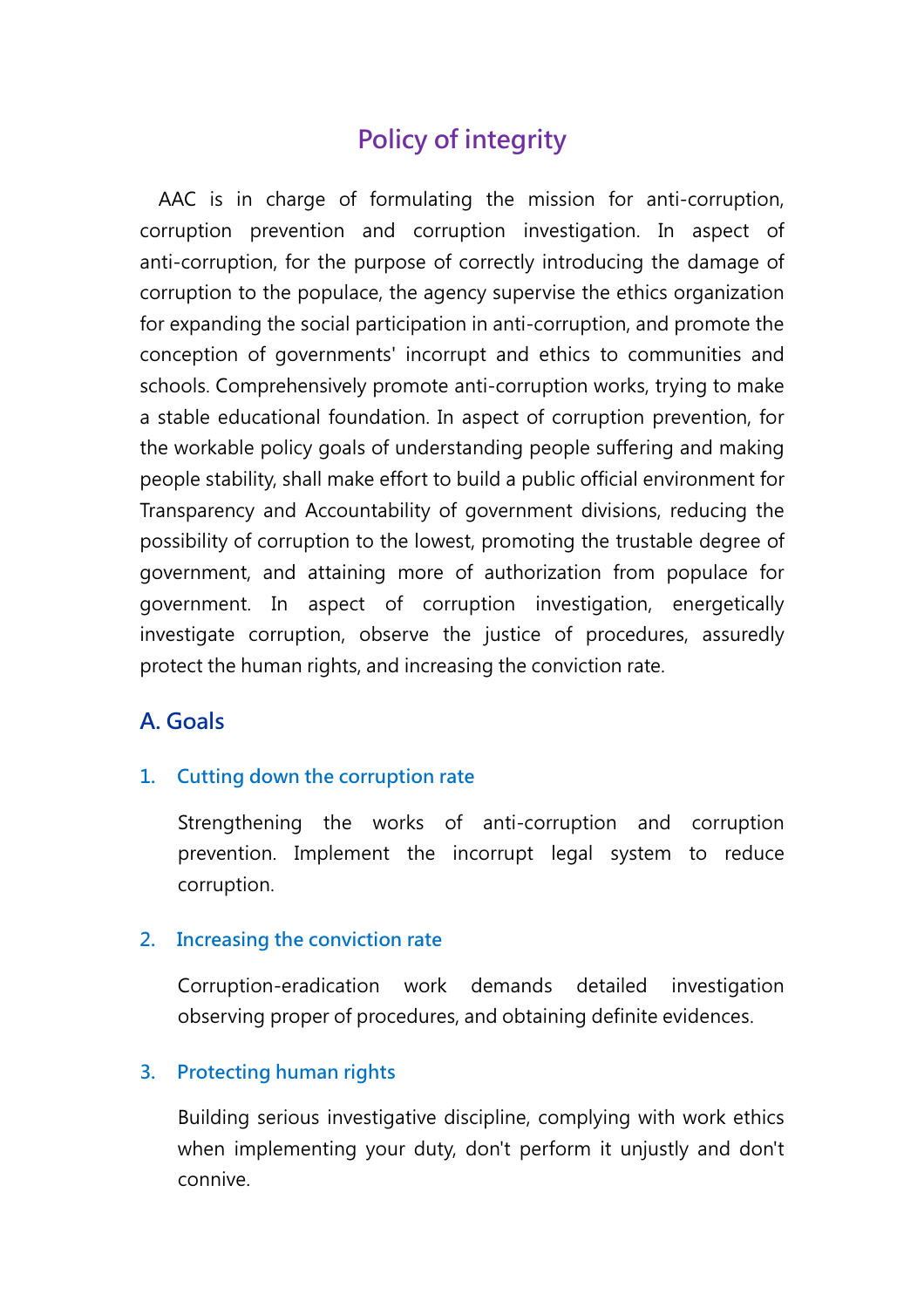# Policy of integrity

AAC is in charge of formulating the mission for anti-corruption, corruption prevention and corruption investigation. In aspect of anti-corruption, for the purpose of correctly introducing the damage of corruption to the populace, the agency supervise the ethics organization for expanding the social participation in anti-corruption, and promote the conception of governments' incorrupt and ethics to communities and schools. Comprehensively promote anti-corruption works, trying to make a stable educational foundation. In aspect of corruption prevention, for the workable policy goals of understanding people suffering and making people stability, shall make effort to build a public official environment for Transparency and Accountability of government divisions, reducing the possibility of corruption to the lowest, promoting the trustable degree of government, and attaining more of authorization from populace for government. In aspect of corruption investigation, energetically investigate corruption, observe the justice of procedures, assuredly protect the human rights, and increasing the conviction rate.

## A. Goals

### 1. Cutting down the corruption rate

Strengthening the works of anti-corruption and corruption prevention. Implement the incorrupt legal system to reduce corruption.

### 2. Increasing the conviction rate

Corruption-eradication work demands detailed investigation observing proper of procedures, and obtaining definite evidences.

### 3. Protecting human rights

Building serious investigative discipline, complying with work ethics when implementing your duty, don't perform it unjustly and don't connive.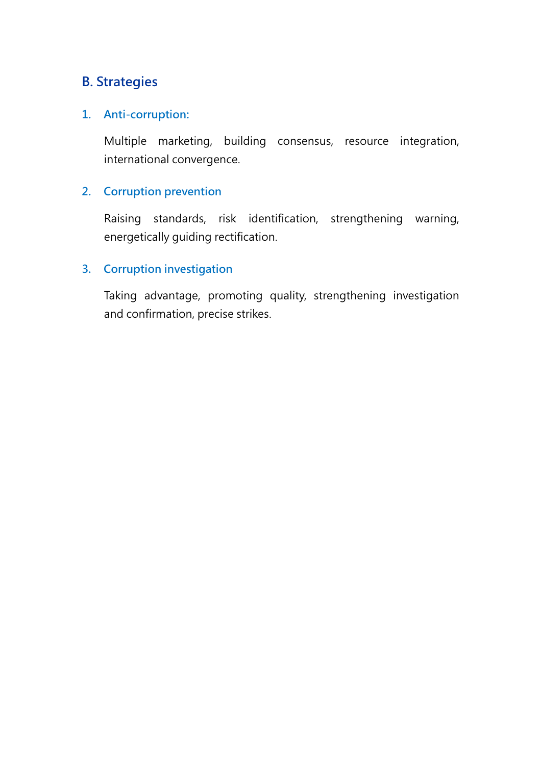## B. Strategies

### 1. Anti-corruption:

Multiple marketing, building consensus, resource integration, international convergence.

### 2. Corruption prevention

Raising standards, risk identification, strengthening warning, energetically guiding rectification.

### 3. Corruption investigation

Taking advantage, promoting quality, strengthening investigation and confirmation, precise strikes.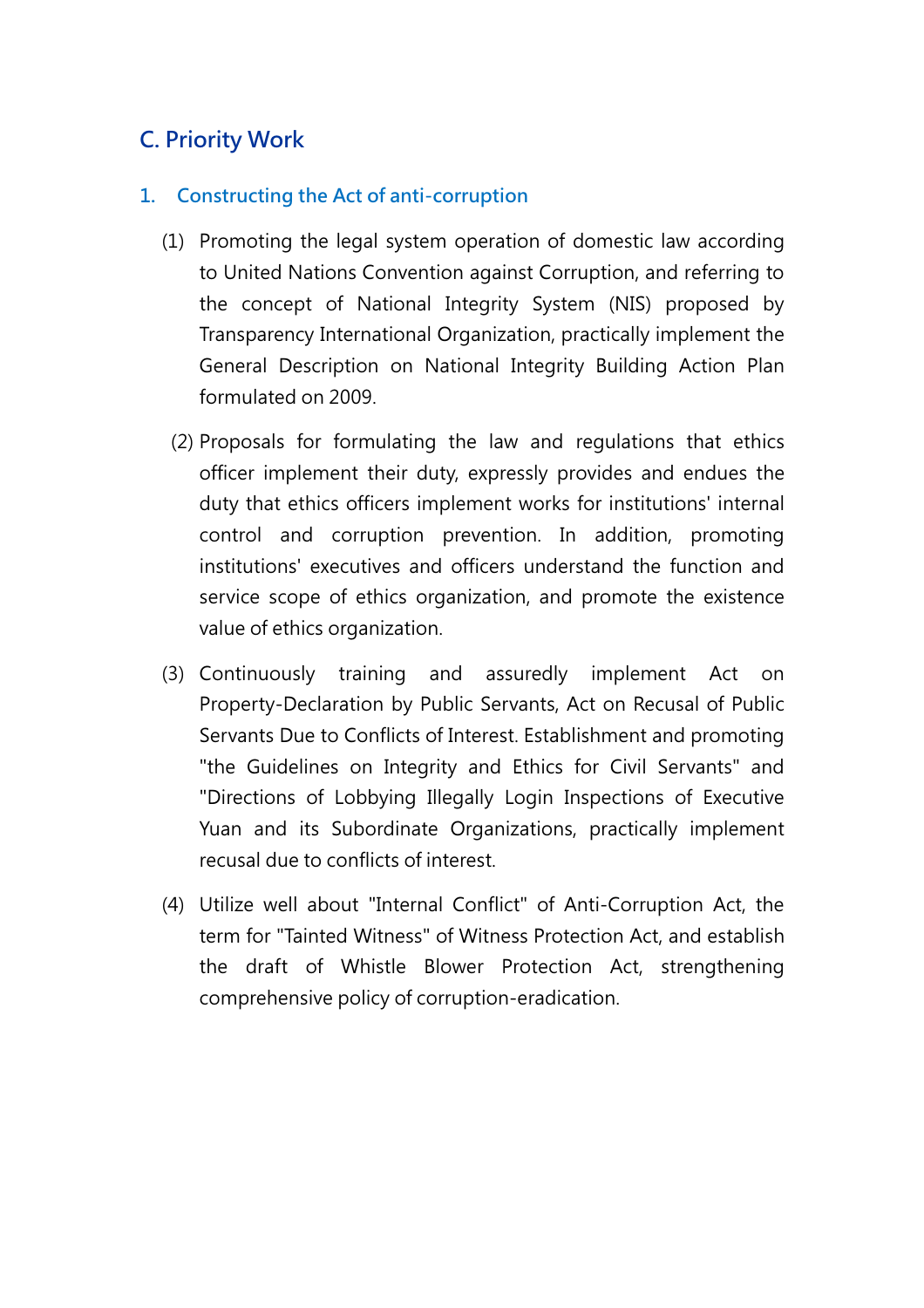## C. Priority Work

### 1. Constructing the Act of anti-corruption

(1) Promoting the legal system operation of domestic law according to United Nations Convention against Corruption, and referring to the concept of National Integrity System (NIS) proposed by Transparency International Organization, practically implement the General Description on National Integrity Building Action Plan formulated on 2009.

(2) Proposals for formulating the law and regulations that ethics officer implement their duty, expressly provides and endues the duty that ethics officers implement works for institutions' internal control and corruption prevention. In addition, promoting institutions' executives and officers understand the function and service scope of ethics organization, and promote the existence value of ethics organization.

(3) Continuously training and assuredly implement Act on Property-Declaration by Public Servants, Act on Recusal of Public Servants Due to Conflicts of Interest. Establishment and promoting "the Guidelines on Integrity and Ethics for Civil Servants" and "Directions of Lobbying Illegally Login Inspections of Executive Yuan and its Subordinate Organizations, practically implement recusal due to conflicts of interest.

(4) Utilize well about "Internal Conflict" of Anti-Corruption Act, the term for "Tainted Witness" of Witness Protection Act, and establish the draft of Whistle Blower Protection Act, strengthening comprehensive policy of corruption-eradication.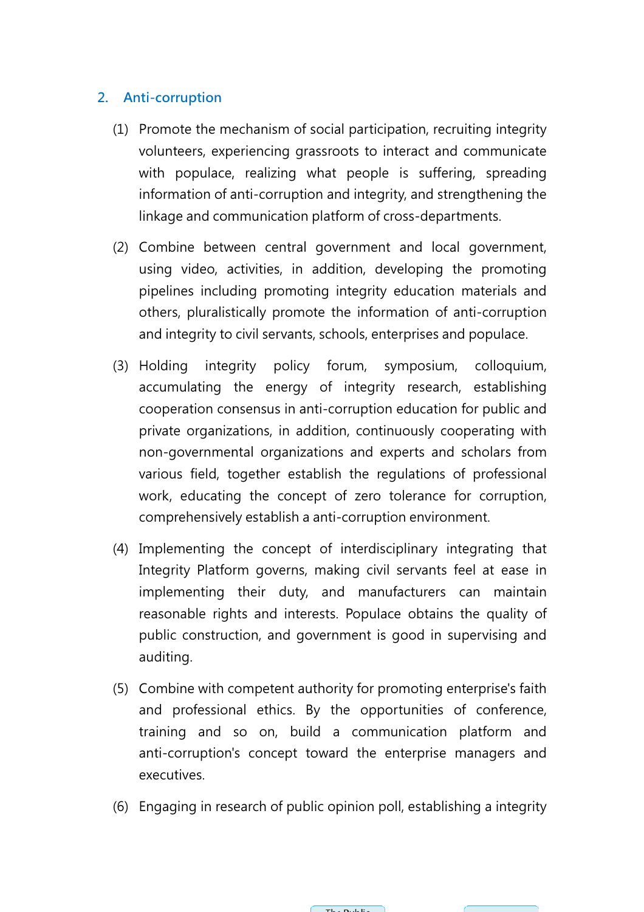## 2. Anti-corruption

(1) Promote the mechanism of social participation, recruiting integrity volunteers, experiencing grassroots to interact and communicate with populace, realizing what people is suffering, spreading information of anti-corruption and integrity, and strengthening the linkage and communication platform of cross-departments.

(2) Combine between central government and local government, using video, activities, in addition, developing the promoting pipelines including promoting integrity education materials and others, pluralistically promote the information of anti-corruption and integrity to civil servants, schools, enterprises and populace.

(3) Holding integrity policy forum, symposium, colloquium, accumulating the energy of integrity research, establishing cooperation consensus in anti-corruption education for public and private organizations, in addition, continuously cooperating with non-governmental organizations and experts and scholars from various field, together establish the regulations of professional work, educating the concept of zero tolerance for corruption, comprehensively establish a anti-corruption environment.

(4) Implementing the concept of interdisciplinary integrating that Integrity Platform governs, making civil servants feel at ease in implementing their duty, and manufacturers can maintain reasonable rights and interests. Populace obtains the quality of public construction, and government is good in supervising and auditing.

(5) Combine with competent authority for promoting enterprise's faith and professional ethics. By the opportunities of conference, training and so on, build a communication platform and anti-corruption's concept toward the enterprise managers and executives.

(6) Engaging in research of public opinion poll, establishing a integrity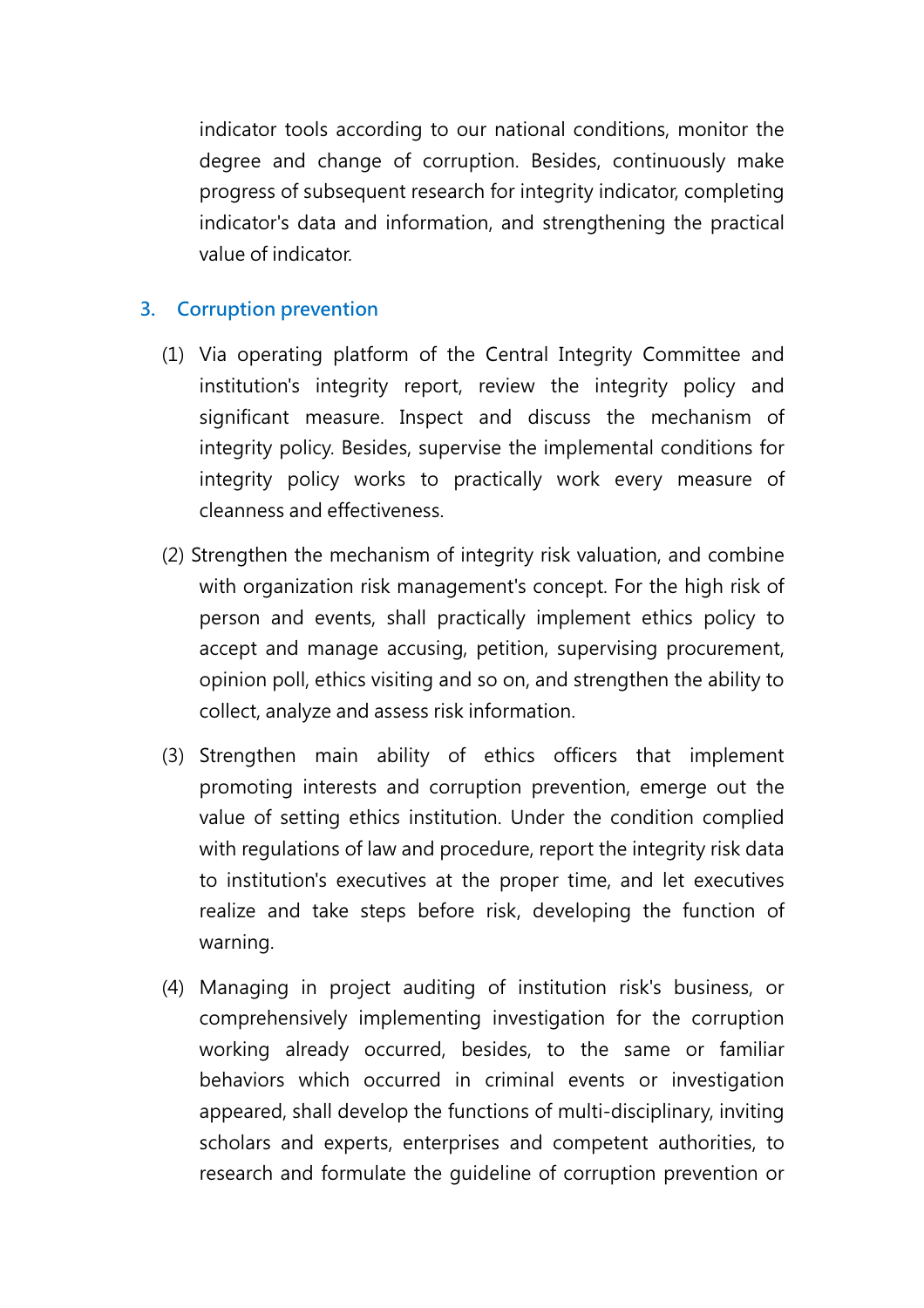indicator tools according to our national conditions, monitor the degree and change of corruption. Besides, continuously make progress of subsequent research for integrity indicator, completing indicator's data and information, and strengthening the practical value of indicator.

### 3. Corruption prevention

(1) Via operating platform of the Central Integrity Committee and institution's integrity report, review the integrity policy and significant measure. Inspect and discuss the mechanism of integrity policy. Besides, supervise the implemental conditions for integrity policy works to practically work every measure of cleanness and effectiveness.

(2) Strengthen the mechanism of integrity risk valuation, and combine with organization risk management's concept. For the high risk of person and events, shall practically implement ethics policy to accept and manage accusing, petition, supervising procurement, opinion poll, ethics visiting and so on, and strengthen the ability to collect, analyze and assess risk information.

(3) Strengthen main ability of ethics officers that implement promoting interests and corruption prevention, emerge out the value of setting ethics institution. Under the condition complied with regulations of law and procedure, report the integrity risk data to institution's executives at the proper time, and let executives realize and take steps before risk, developing the function of warning.

(4) Managing in project auditing of institution risk's business, or comprehensively implementing investigation for the corruption working already occurred, besides, to the same or familiar behaviors which occurred in criminal events or investigation appeared, shall develop the functions of multi-disciplinary, inviting scholars and experts, enterprises and competent authorities, to research and formulate the guideline of corruption prevention or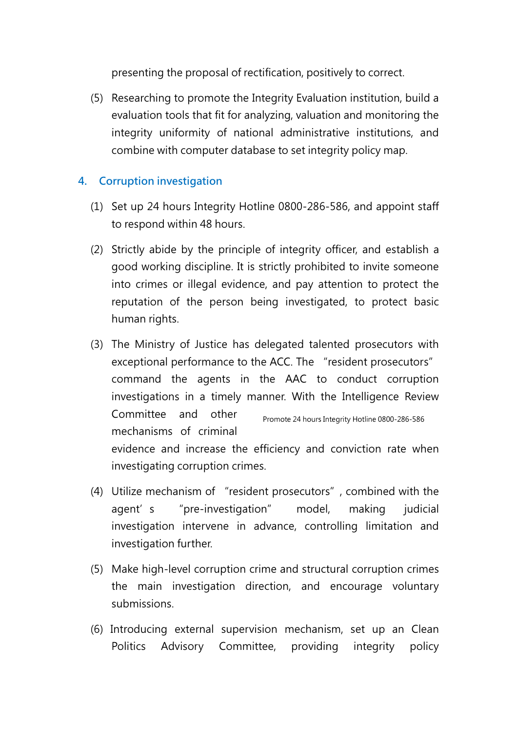presenting the proposal of rectification, positively to correct.

(5) Researching to promote the Integrity Evaluation institution, build a evaluation tools that fit for analyzing, valuation and monitoring the integrity uniformity of national administrative institutions, and combine with computer database to set integrity policy map.

## 4. Corruption investigation

(1) Set up 24 hours Integrity Hotline 0800-286-586, and appoint staff to respond within 48 hours.

(2) Strictly abide by the principle of integrity officer, and establish a good working discipline. It is strictly prohibited to invite someone into crimes or illegal evidence, and pay attention to protect the reputation of the person being investigated, to protect basic human rights.

(3) The Ministry of Justice has delegated talented prosecutors with exceptional performance to the ACC. The "resident prosecutors" command the agents in the AAC to conduct corruption investigations in a timely manner. With the Intelligence Review Committee and other mechanisms of criminal evidence and increase the efficiency and conviction rate when investigating corruption crimes.

Promote 24 hours Integrity Hotline 0800-286-586

(4) Utilize mechanism of "resident prosecutors", combined with the agent's "pre-investigation" model, making judicial investigation intervene in advance, controlling limitation and investigation further.

(5) Make high-level corruption crime and structural corruption crimes the main investigation direction, and encourage voluntary submissions.

(6) Introducing external supervision mechanism, set up an Clean Politics Advisory Committee, providing integrity policy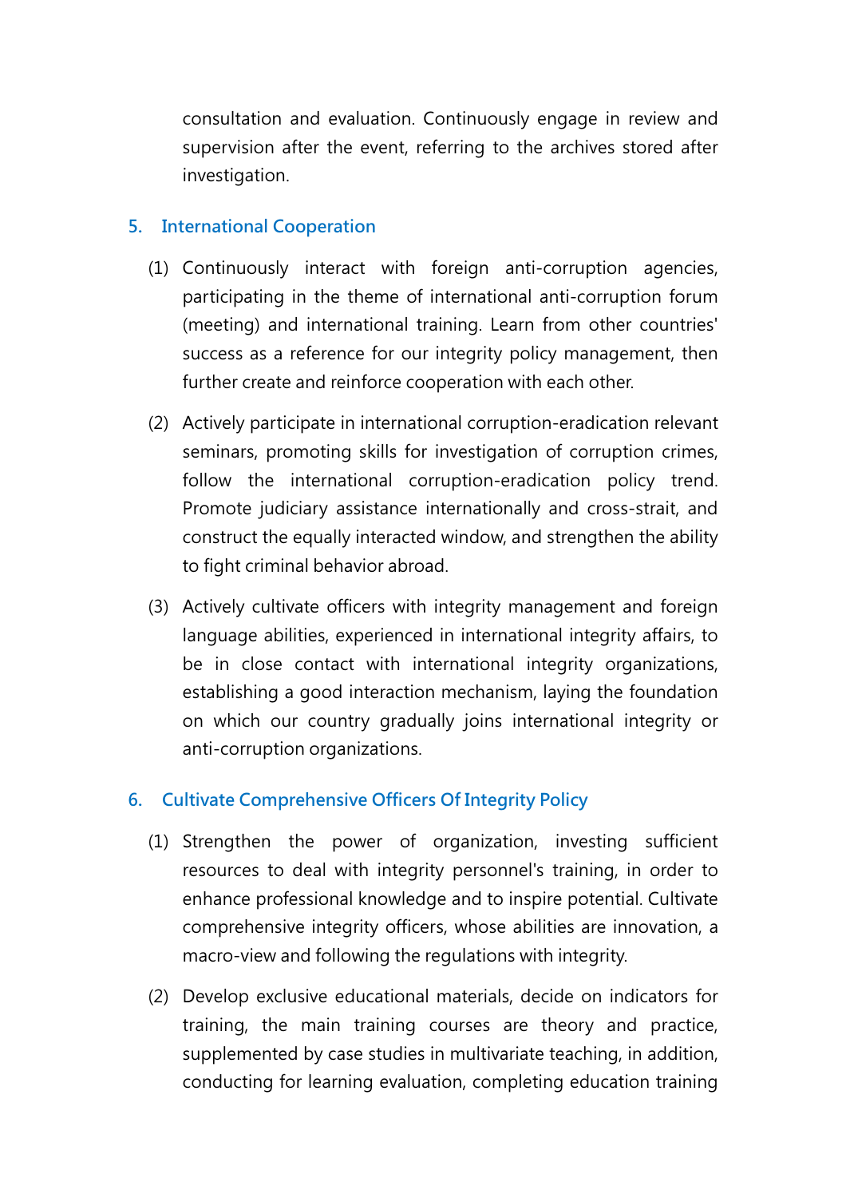consultation and evaluation. Continuously engage in review and supervision after the event, referring to the archives stored after investigation.

## 5. International Cooperation

(1) Continuously interact with foreign anti-corruption agencies, participating in the theme of international anti-corruption forum (meeting) and international training. Learn from other countries' success as a reference for our integrity policy management, then further create and reinforce cooperation with each other.

(2) Actively participate in international corruption-eradication relevant seminars, promoting skills for investigation of corruption crimes, follow the international corruption-eradication policy trend. Promote judiciary assistance internationally and cross-strait, and construct the equally interacted window, and strengthen the ability to fight criminal behavior abroad.

(3) Actively cultivate officers with integrity management and foreign language abilities, experienced in international integrity affairs, to be in close contact with international integrity organizations, establishing a good interaction mechanism, laying the foundation on which our country gradually joins international integrity or anti-corruption organizations.

## 6. Cultivate Comprehensive Officers Of Integrity Policy

(1) Strengthen the power of organization, investing sufficient resources to deal with integrity personnel's training, in order to enhance professional knowledge and to inspire potential. Cultivate comprehensive integrity officers, whose abilities are innovation, a macro-view and following the regulations with integrity.

(2) Develop exclusive educational materials, decide on indicators for training, the main training courses are theory and practice, supplemented by case studies in multivariate teaching, in addition, conducting for learning evaluation, completing education training